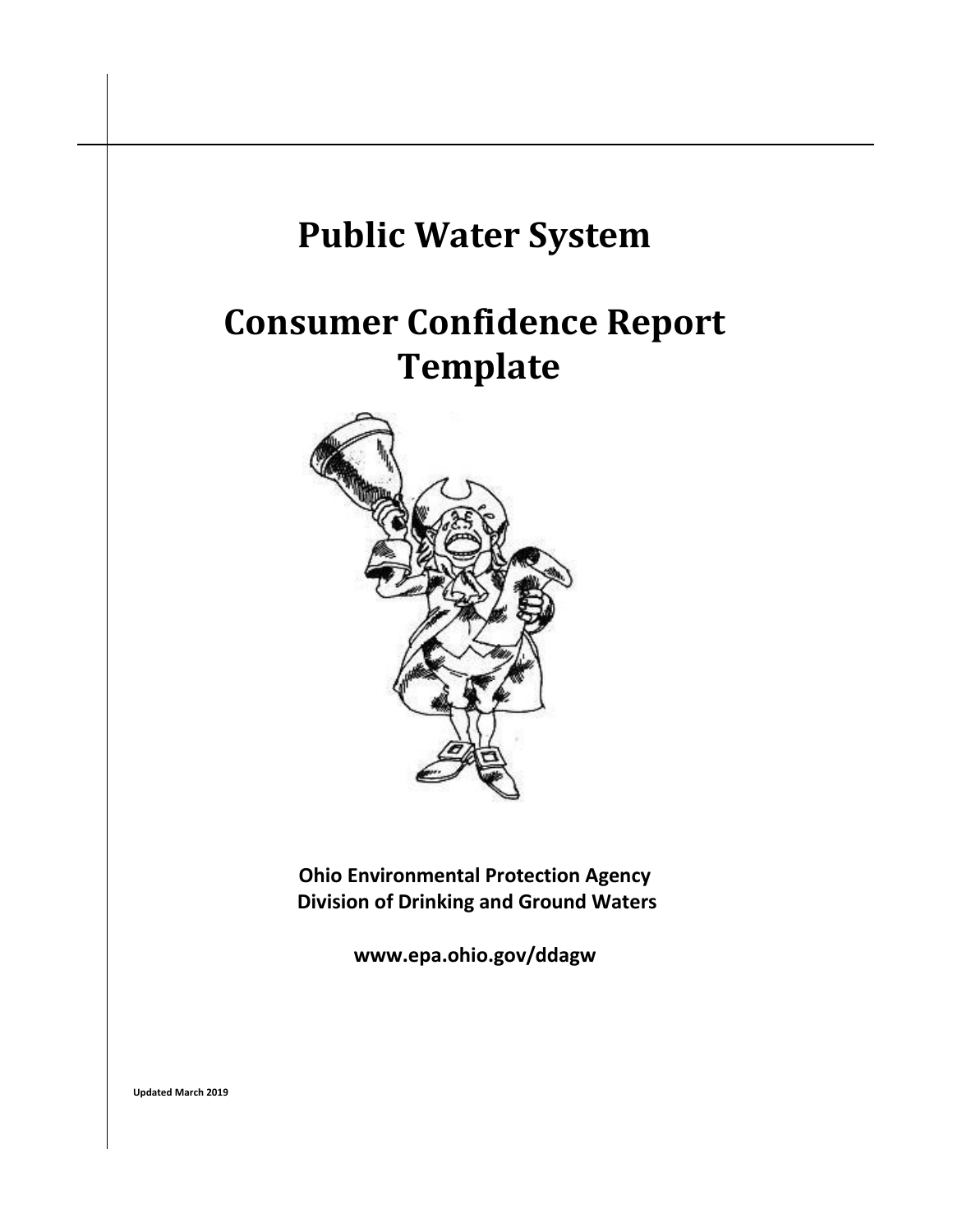# Public Water System

# Consumer Confidence Report Template

**Ohio Environmental Protection Agency**
**Division of Drinking and Ground Waters**

**www.epa.ohio.gov/ddagw**

**Updated March 2019**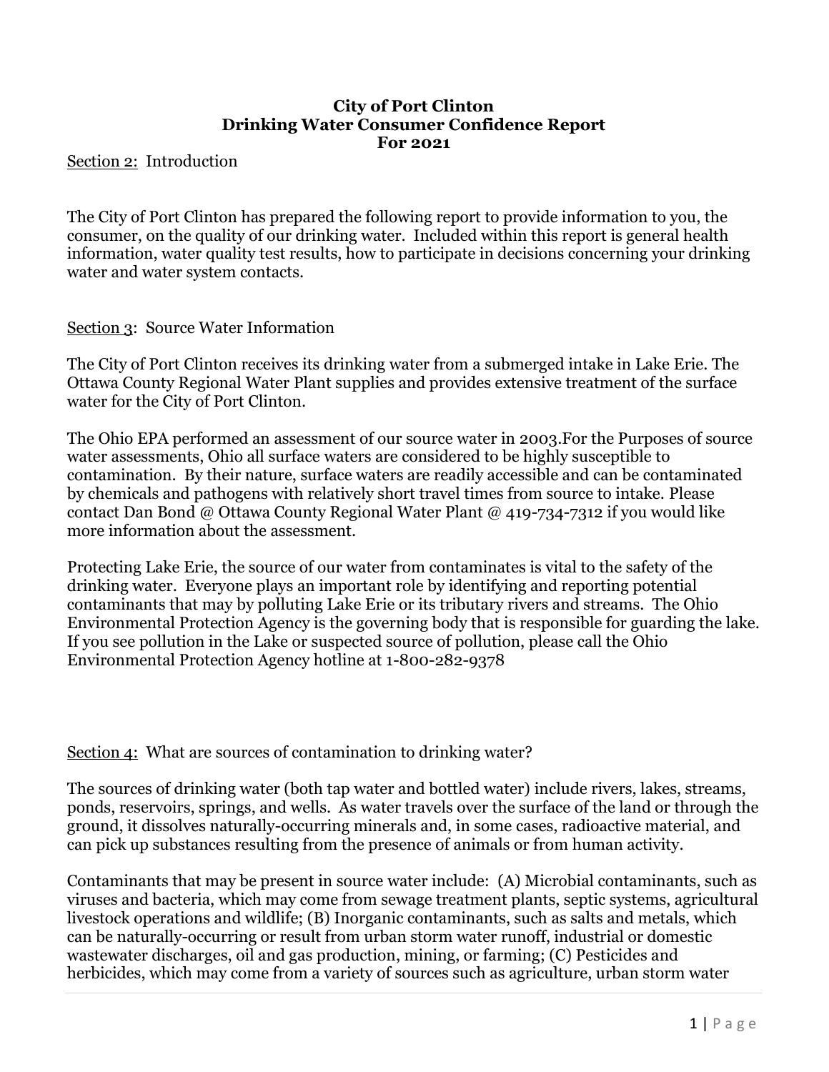**City of Port Clinton**
**Drinking Water Consumer Confidence Report**
**For 2021**

Section 2: Introduction

The City of Port Clinton has prepared the following report to provide information to you, the consumer, on the quality of our drinking water. Included within this report is general health information, water quality test results, how to participate in decisions concerning your drinking water and water system contacts.

Section 3: Source Water Information

The City of Port Clinton receives its drinking water from a submerged intake in Lake Erie. The Ottawa County Regional Water Plant supplies and provides extensive treatment of the surface water for the City of Port Clinton.

The Ohio EPA performed an assessment of our source water in 2003.For the Purposes of source water assessments, Ohio all surface waters are considered to be highly susceptible to contamination. By their nature, surface waters are readily accessible and can be contaminated by chemicals and pathogens with relatively short travel times from source to intake. Please contact Dan Bond @ Ottawa County Regional Water Plant @ 419-734-7312 if you would like more information about the assessment.

Protecting Lake Erie, the source of our water from contaminates is vital to the safety of the drinking water. Everyone plays an important role by identifying and reporting potential contaminants that may by polluting Lake Erie or its tributary rivers and streams. The Ohio Environmental Protection Agency is the governing body that is responsible for guarding the lake. If you see pollution in the Lake or suspected source of pollution, please call the Ohio Environmental Protection Agency hotline at 1-800-282-9378

Section 4: What are sources of contamination to drinking water?

The sources of drinking water (both tap water and bottled water) include rivers, lakes, streams, ponds, reservoirs, springs, and wells. As water travels over the surface of the land or through the ground, it dissolves naturally-occurring minerals and, in some cases, radioactive material, and can pick up substances resulting from the presence of animals or from human activity.

Contaminants that may be present in source water include: (A) Microbial contaminants, such as viruses and bacteria, which may come from sewage treatment plants, septic systems, agricultural livestock operations and wildlife; (B) Inorganic contaminants, such as salts and metals, which can be naturally-occurring or result from urban storm water runoff, industrial or domestic wastewater discharges, oil and gas production, mining, or farming; (C) Pesticides and herbicides, which may come from a variety of sources such as agriculture, urban storm water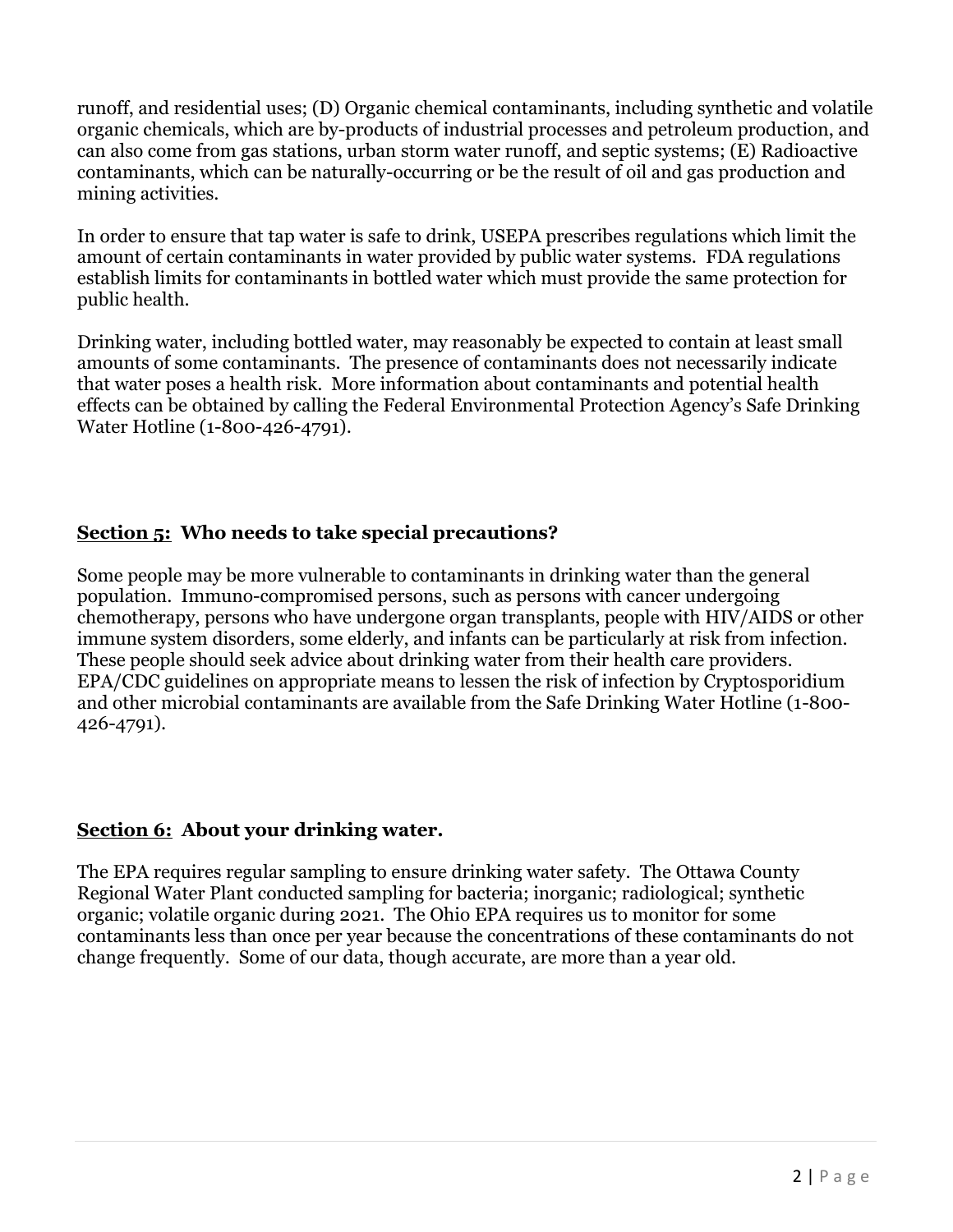runoff, and residential uses; (D) Organic chemical contaminants, including synthetic and volatile organic chemicals, which are by-products of industrial processes and petroleum production, and can also come from gas stations, urban storm water runoff, and septic systems; (E) Radioactive contaminants, which can be naturally-occurring or be the result of oil and gas production and mining activities.

In order to ensure that tap water is safe to drink, USEPA prescribes regulations which limit the amount of certain contaminants in water provided by public water systems. FDA regulations establish limits for contaminants in bottled water which must provide the same protection for public health.

Drinking water, including bottled water, may reasonably be expected to contain at least small amounts of some contaminants. The presence of contaminants does not necessarily indicate that water poses a health risk. More information about contaminants and potential health effects can be obtained by calling the Federal Environmental Protection Agency's Safe Drinking Water Hotline (1-800-426-4791).

## Section 5: Who needs to take special precautions?

Some people may be more vulnerable to contaminants in drinking water than the general population. Immuno-compromised persons, such as persons with cancer undergoing chemotherapy, persons who have undergone organ transplants, people with HIV/AIDS or other immune system disorders, some elderly, and infants can be particularly at risk from infection. These people should seek advice about drinking water from their health care providers. EPA/CDC guidelines on appropriate means to lessen the risk of infection by Cryptosporidium and other microbial contaminants are available from the Safe Drinking Water Hotline (1-800-426-4791).

## Section 6: About your drinking water.

The EPA requires regular sampling to ensure drinking water safety. The Ottawa County Regional Water Plant conducted sampling for bacteria; inorganic; radiological; synthetic organic; volatile organic during 2021. The Ohio EPA requires us to monitor for some contaminants less than once per year because the concentrations of these contaminants do not change frequently. Some of our data, though accurate, are more than a year old.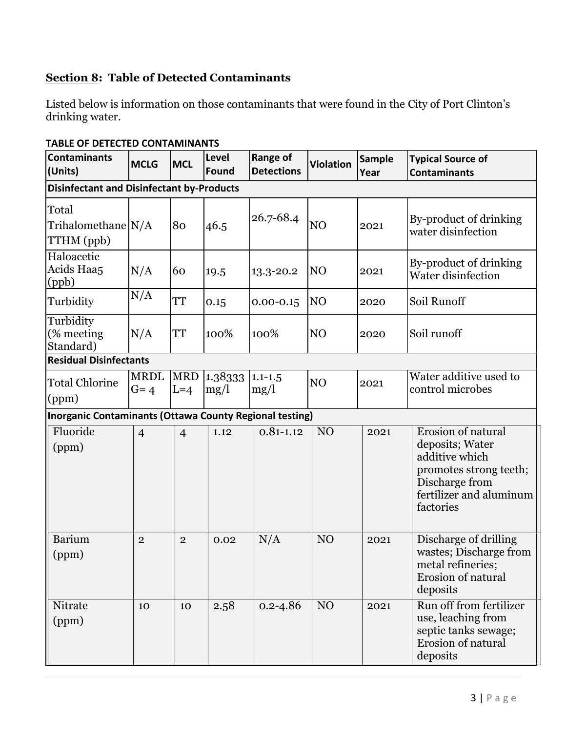**Section 8: Table of Detected Contaminants**

Listed below is information on those contaminants that were found in the City of Port Clinton's drinking water.

**TABLE OF DETECTED CONTAMINANTS**

| Contaminants (Units) | MCLG | MCL | Level Found | Range of Detections | Violation | Sample Year | Typical Source of Contaminants |
|---|---|---|---|---|---|---|---|
| **Disinfectant and Disinfectant by-Products** | | | | | | | |
| Total Trihalomethane TTHM (ppb) | N/A | 80 | 46.5 | 26.7-68.4 | NO | 2021 | By-product of drinking water disinfection |
| Haloacetic Acids Haa5 (ppb) | N/A | 60 | 19.5 | 13.3-20.2 | NO | 2021 | By-product of drinking Water disinfection |
| Turbidity | N/A | TT | 0.15 | 0.00-0.15 | NO | 2020 | Soil Runoff |
| Turbidity (% meeting Standard) | N/A | TT | 100% | 100% | NO | 2020 | Soil runoff |
| **Residual Disinfectants** | | | | | | | |
| Total Chlorine (ppm) | MRDLG= 4 | MRDL=4 | 1.38333 mg/l | 1.1-1.5 mg/l | NO | 2021 | Water additive used to control microbes |
| **Inorganic Contaminants (Ottawa County Regional testing)** | | | | | | | |
| Fluoride (ppm) | 4 | 4 | 1.12 | 0.81-1.12 | NO | 2021 | Erosion of natural deposits; Water additive which promotes strong teeth; Discharge from fertilizer and aluminum factories |
| Barium (ppm) | 2 | 2 | 0.02 | N/A | NO | 2021 | Discharge of drilling wastes; Discharge from metal refineries; Erosion of natural deposits |
| Nitrate (ppm) | 10 | 10 | 2.58 | 0.2-4.86 | NO | 2021 | Run off from fertilizer use, leaching from septic tanks sewage; Erosion of natural deposits |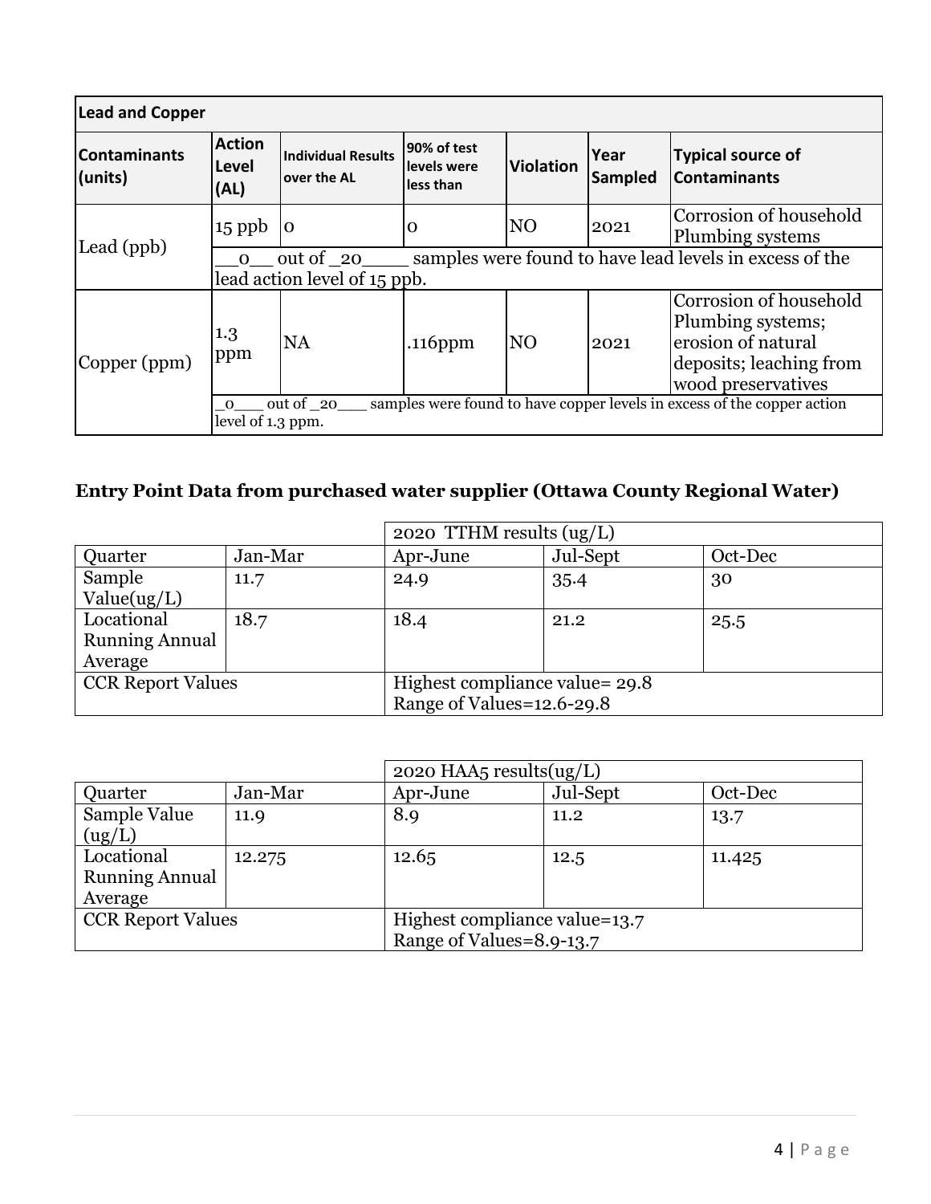| Lead and Copper | | | | | | |
|---|---|---|---|---|---|---|
| **Contaminants (units)** | **Action Level (AL)** | **Individual Results over the AL** | **90% of test levels were less than** | **Violation** | **Year Sampled** | **Typical source of Contaminants** |
| Lead (ppb) | 15 ppb | 0 | 0 | NO | 2021 | Corrosion of household Plumbing systems |
| | __0__ out of _20____ samples were found to have lead levels in excess of the lead action level of 15 ppb. | | | | | |
| Copper (ppm) | 1.3 ppm | NA | .116ppm | NO | 2021 | Corrosion of household Plumbing systems; erosion of natural deposits; leaching from wood preservatives |
| | _0___ out of _20___ samples were found to have copper levels in excess of the copper action level of 1.3 ppm. | | | | | |

## Entry Point Data from purchased water supplier (Ottawa County Regional Water)

| | | 2020 TTHM results (ug/L) | | |
|---|---|---|---|---|
| Quarter | Jan-Mar | Apr-June | Jul-Sept | Oct-Dec |
| Sample Value(ug/L) | 11.7 | 24.9 | 35.4 | 30 |
| Locational Running Annual Average | 18.7 | 18.4 | 21.2 | 25.5 |
| CCR Report Values | | Highest compliance value= 29.8<br>Range of Values=12.6-29.8 | | |

| | | 2020 HAA5 results(ug/L) | | |
|---|---|---|---|---|
| Quarter | Jan-Mar | Apr-June | Jul-Sept | Oct-Dec |
| Sample Value (ug/L) | 11.9 | 8.9 | 11.2 | 13.7 |
| Locational Running Annual Average | 12.275 | 12.65 | 12.5 | 11.425 |
| CCR Report Values | | Highest compliance value=13.7<br>Range of Values=8.9-13.7 | | |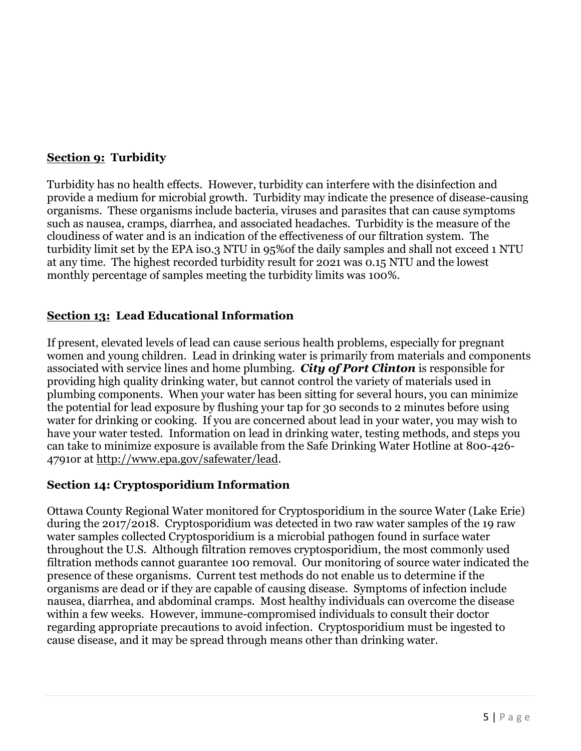## **Section 9: Turbidity**

Turbidity has no health effects. However, turbidity can interfere with the disinfection and provide a medium for microbial growth. Turbidity may indicate the presence of disease-causing organisms. These organisms include bacteria, viruses and parasites that can cause symptoms such as nausea, cramps, diarrhea, and associated headaches. Turbidity is the measure of the cloudiness of water and is an indication of the effectiveness of our filtration system. The turbidity limit set by the EPA is0.3 NTU in 95%of the daily samples and shall not exceed 1 NTU at any time. The highest recorded turbidity result for 2021 was 0.15 NTU and the lowest monthly percentage of samples meeting the turbidity limits was 100%.

## **Section 13: Lead Educational Information**

If present, elevated levels of lead can cause serious health problems, especially for pregnant women and young children. Lead in drinking water is primarily from materials and components associated with service lines and home plumbing. ***City of Port Clinton*** is responsible for providing high quality drinking water, but cannot control the variety of materials used in plumbing components. When your water has been sitting for several hours, you can minimize the potential for lead exposure by flushing your tap for 30 seconds to 2 minutes before using water for drinking or cooking. If you are concerned about lead in your water, you may wish to have your water tested. Information on lead in drinking water, testing methods, and steps you can take to minimize exposure is available from the Safe Drinking Water Hotline at 800-426-4791or at http://www.epa.gov/safewater/lead.

## **Section 14: Cryptosporidium Information**

Ottawa County Regional Water monitored for Cryptosporidium in the source Water (Lake Erie) during the 2017/2018. Cryptosporidium was detected in two raw water samples of the 19 raw water samples collected Cryptosporidium is a microbial pathogen found in surface water throughout the U.S. Although filtration removes cryptosporidium, the most commonly used filtration methods cannot guarantee 100 removal. Our monitoring of source water indicated the presence of these organisms. Current test methods do not enable us to determine if the organisms are dead or if they are capable of causing disease. Symptoms of infection include nausea, diarrhea, and abdominal cramps. Most healthy individuals can overcome the disease within a few weeks. However, immune-compromised individuals to consult their doctor regarding appropriate precautions to avoid infection. Cryptosporidium must be ingested to cause disease, and it may be spread through means other than drinking water.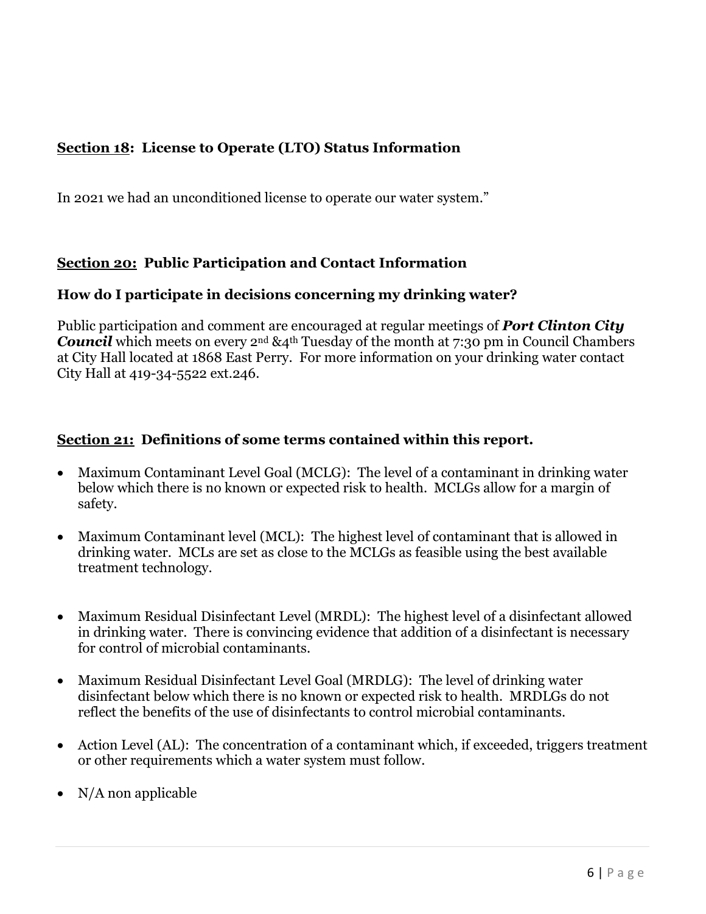## **Section 18:** License to Operate (LTO) Status Information

In 2021 we had an unconditioned license to operate our water system."

## **Section 20:** Public Participation and Contact Information

### How do I participate in decisions concerning my drinking water?

Public participation and comment are encouraged at regular meetings of ***Port Clinton City Council*** which meets on every 2nd &4th Tuesday of the month at 7:30 pm in Council Chambers at City Hall located at 1868 East Perry. For more information on your drinking water contact City Hall at 419-34-5522 ext.246.

## **Section 21:** Definitions of some terms contained within this report.

- Maximum Contaminant Level Goal (MCLG): The level of a contaminant in drinking water below which there is no known or expected risk to health. MCLGs allow for a margin of safety.
- Maximum Contaminant level (MCL): The highest level of contaminant that is allowed in drinking water. MCLs are set as close to the MCLGs as feasible using the best available treatment technology.
- Maximum Residual Disinfectant Level (MRDL): The highest level of a disinfectant allowed in drinking water. There is convincing evidence that addition of a disinfectant is necessary for control of microbial contaminants.
- Maximum Residual Disinfectant Level Goal (MRDLG): The level of drinking water disinfectant below which there is no known or expected risk to health. MRDLGs do not reflect the benefits of the use of disinfectants to control microbial contaminants.
- Action Level (AL): The concentration of a contaminant which, if exceeded, triggers treatment or other requirements which a water system must follow.
- N/A non applicable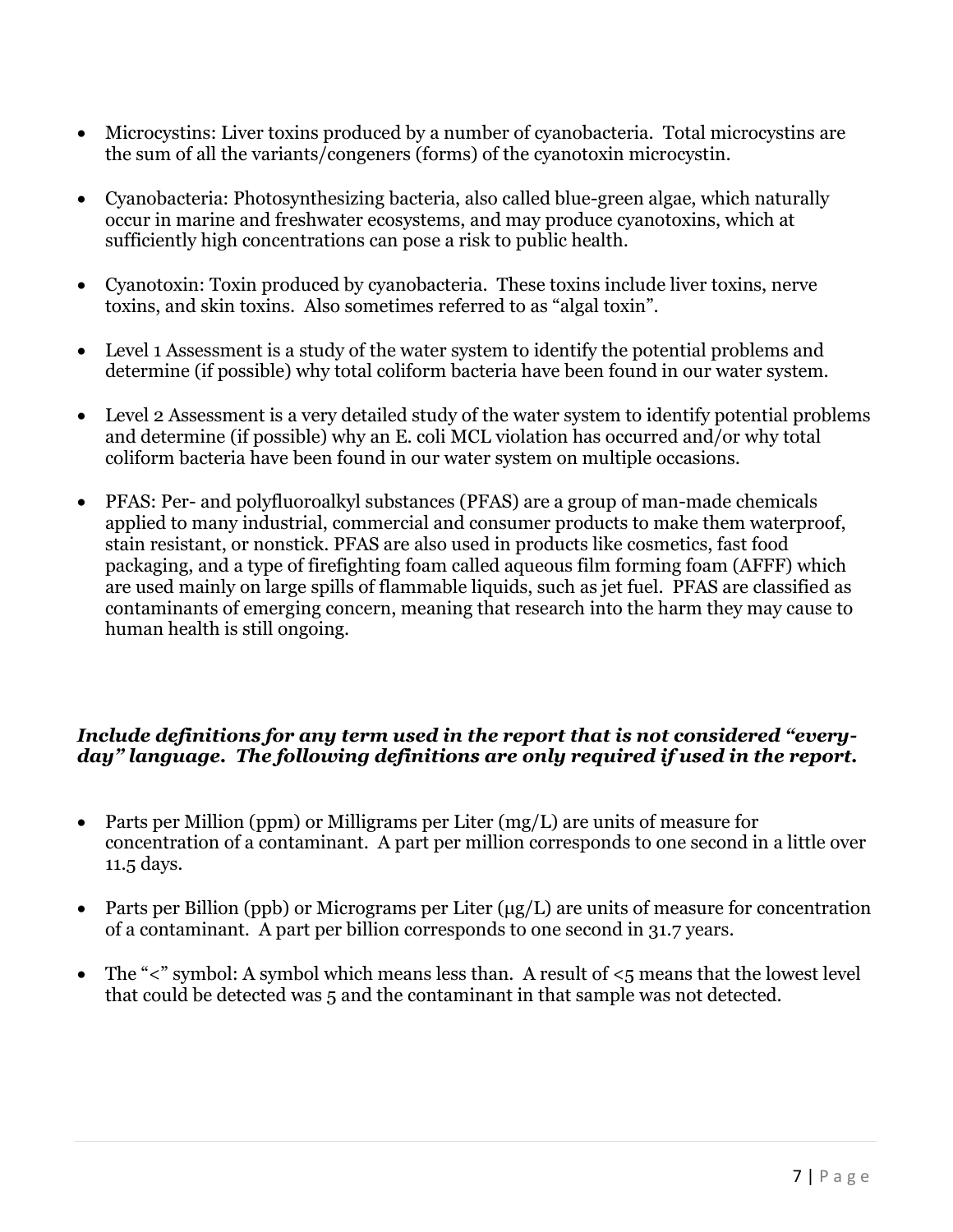- Microcystins: Liver toxins produced by a number of cyanobacteria. Total microcystins are the sum of all the variants/congeners (forms) of the cyanotoxin microcystin.

- Cyanobacteria: Photosynthesizing bacteria, also called blue-green algae, which naturally occur in marine and freshwater ecosystems, and may produce cyanotoxins, which at sufficiently high concentrations can pose a risk to public health.

- Cyanotoxin: Toxin produced by cyanobacteria. These toxins include liver toxins, nerve toxins, and skin toxins. Also sometimes referred to as "algal toxin".

- Level 1 Assessment is a study of the water system to identify the potential problems and determine (if possible) why total coliform bacteria have been found in our water system.

- Level 2 Assessment is a very detailed study of the water system to identify potential problems and determine (if possible) why an E. coli MCL violation has occurred and/or why total coliform bacteria have been found in our water system on multiple occasions.

- PFAS: Per- and polyfluoroalkyl substances (PFAS) are a group of man-made chemicals applied to many industrial, commercial and consumer products to make them waterproof, stain resistant, or nonstick. PFAS are also used in products like cosmetics, fast food packaging, and a type of firefighting foam called aqueous film forming foam (AFFF) which are used mainly on large spills of flammable liquids, such as jet fuel. PFAS are classified as contaminants of emerging concern, meaning that research into the harm they may cause to human health is still ongoing.

***Include definitions for any term used in the report that is not considered "every-day" language. The following definitions are only required if used in the report.***

- Parts per Million (ppm) or Milligrams per Liter (mg/L) are units of measure for concentration of a contaminant. A part per million corresponds to one second in a little over 11.5 days.

- Parts per Billion (ppb) or Micrograms per Liter (µg/L) are units of measure for concentration of a contaminant. A part per billion corresponds to one second in 31.7 years.

- The "<" symbol: A symbol which means less than. A result of <5 means that the lowest level that could be detected was 5 and the contaminant in that sample was not detected.